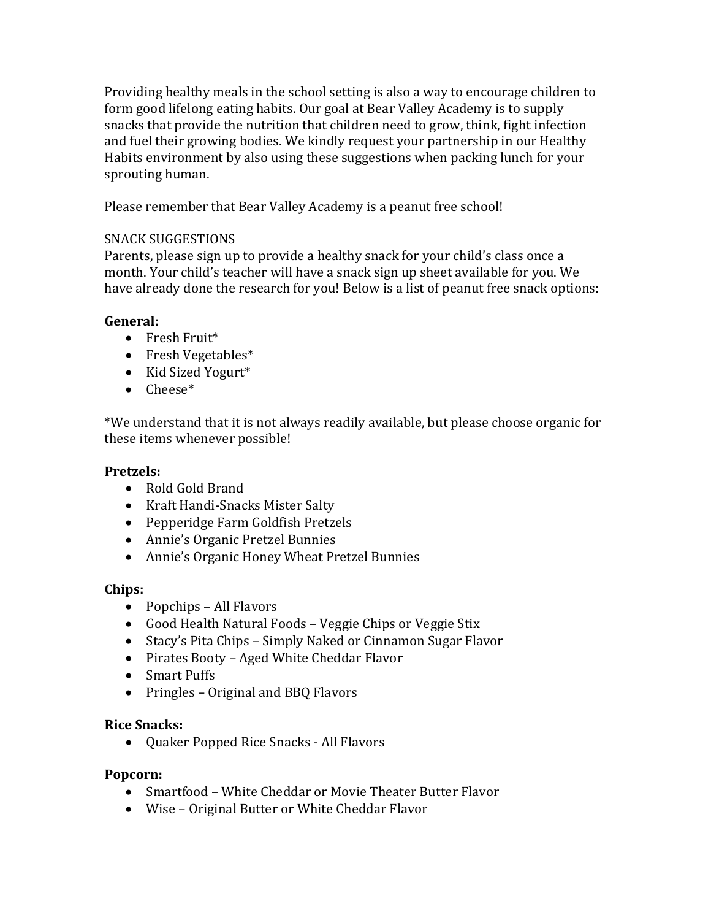Providing healthy meals in the school setting is also a way to encourage children to form good lifelong eating habits. Our goal at Bear Valley Academy is to supply snacks that provide the nutrition that children need to grow, think, fight infection and fuel their growing bodies. We kindly request your partnership in our Healthy Habits environment by also using these suggestions when packing lunch for your sprouting human.

Please remember that Bear Valley Academy is a peanut free school!

SNACK SUGGESTIONS

Parents, please sign up to provide a healthy snack for your child's class once a month. Your child's teacher will have a snack sign up sheet available for you. We have already done the research for you! Below is a list of peanut free snack options:

**General:**

- Fresh Fruit*
- Fresh Vegetables*
- Kid Sized Yogurt*
- Cheese*

*We understand that it is not always readily available, but please choose organic for these items whenever possible!

**Pretzels:**

- Rold Gold Brand
- Kraft Handi-Snacks Mister Salty
- Pepperidge Farm Goldfish Pretzels
- Annie's Organic Pretzel Bunnies
- Annie's Organic Honey Wheat Pretzel Bunnies

**Chips:**

- Popchips – All Flavors
- Good Health Natural Foods – Veggie Chips or Veggie Stix
- Stacy's Pita Chips – Simply Naked or Cinnamon Sugar Flavor
- Pirates Booty – Aged White Cheddar Flavor
- Smart Puffs
- Pringles – Original and BBQ Flavors

**Rice Snacks:**

- Quaker Popped Rice Snacks - All Flavors

**Popcorn:**

- Smartfood – White Cheddar or Movie Theater Butter Flavor
- Wise – Original Butter or White Cheddar Flavor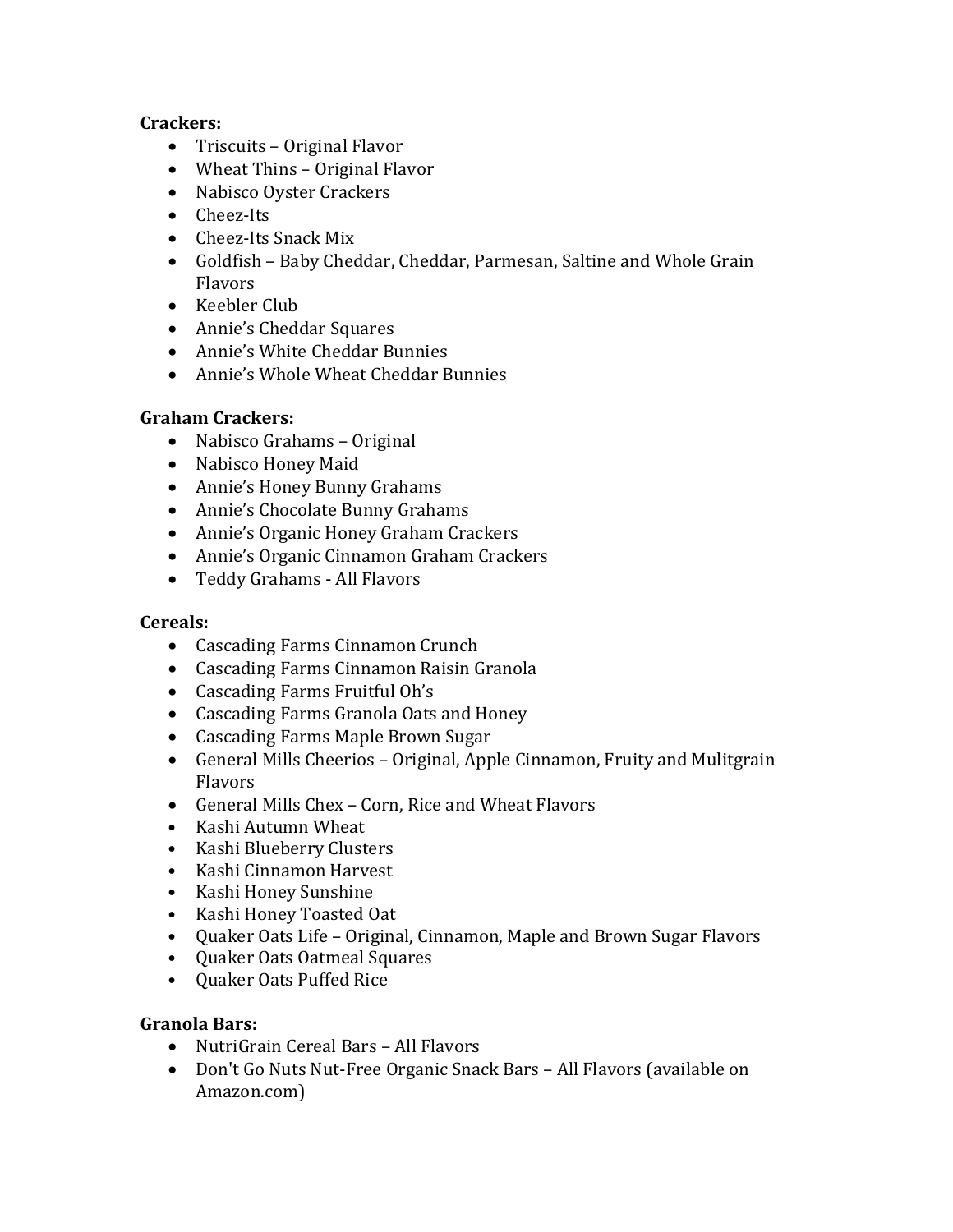**Crackers:**

- Triscuits – Original Flavor
- Wheat Thins – Original Flavor
- Nabisco Oyster Crackers
- Cheez-Its
- Cheez-Its Snack Mix
- Goldfish – Baby Cheddar, Cheddar, Parmesan, Saltine and Whole Grain Flavors
- Keebler Club
- Annie's Cheddar Squares
- Annie's White Cheddar Bunnies
- Annie's Whole Wheat Cheddar Bunnies

**Graham Crackers:**

- Nabisco Grahams – Original
- Nabisco Honey Maid
- Annie's Honey Bunny Grahams
- Annie's Chocolate Bunny Grahams
- Annie's Organic Honey Graham Crackers
- Annie's Organic Cinnamon Graham Crackers
- Teddy Grahams - All Flavors

**Cereals:**

- Cascading Farms Cinnamon Crunch
- Cascading Farms Cinnamon Raisin Granola
- Cascading Farms Fruitful Oh's
- Cascading Farms Granola Oats and Honey
- Cascading Farms Maple Brown Sugar
- General Mills Cheerios – Original, Apple Cinnamon, Fruity and Mulitgrain Flavors
- General Mills Chex – Corn, Rice and Wheat Flavors
- Kashi Autumn Wheat
- Kashi Blueberry Clusters
- Kashi Cinnamon Harvest
- Kashi Honey Sunshine
- Kashi Honey Toasted Oat
- Quaker Oats Life – Original, Cinnamon, Maple and Brown Sugar Flavors
- Quaker Oats Oatmeal Squares
- Quaker Oats Puffed Rice

**Granola Bars:**

- NutriGrain Cereal Bars – All Flavors
- Don't Go Nuts Nut-Free Organic Snack Bars – All Flavors (available on Amazon.com)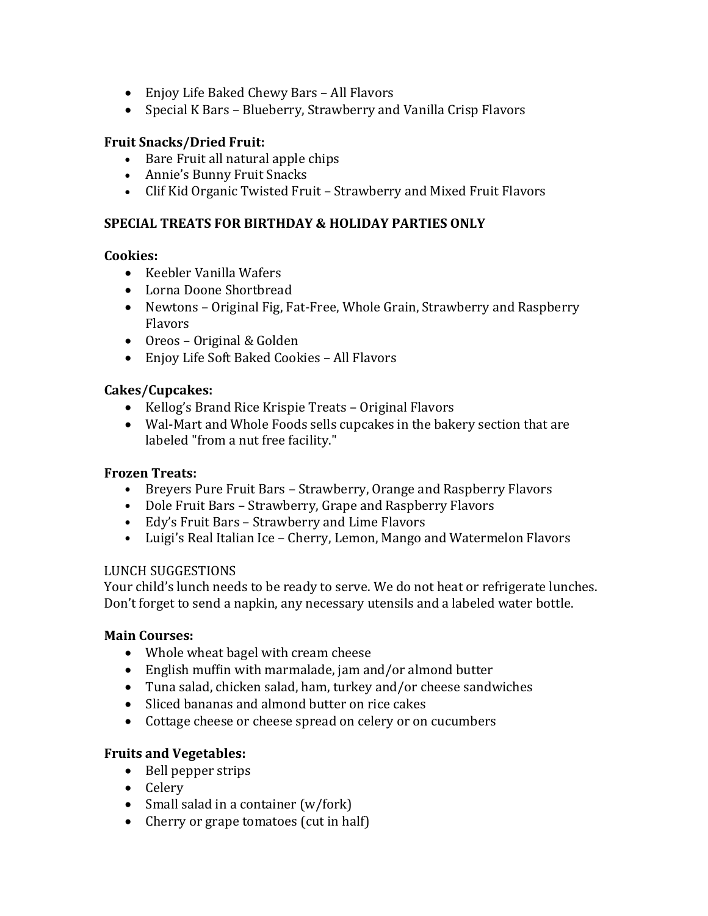- Enjoy Life Baked Chewy Bars – All Flavors
- Special K Bars – Blueberry, Strawberry and Vanilla Crisp Flavors

**Fruit Snacks/Dried Fruit:**

- Bare Fruit all natural apple chips
- Annie's Bunny Fruit Snacks
- Clif Kid Organic Twisted Fruit – Strawberry and Mixed Fruit Flavors

**SPECIAL TREATS FOR BIRTHDAY & HOLIDAY PARTIES ONLY**

**Cookies:**

- Keebler Vanilla Wafers
- Lorna Doone Shortbread
- Newtons – Original Fig, Fat-Free, Whole Grain, Strawberry and Raspberry Flavors
- Oreos – Original & Golden
- Enjoy Life Soft Baked Cookies – All Flavors

**Cakes/Cupcakes:**

- Kellog's Brand Rice Krispie Treats – Original Flavors
- Wal-Mart and Whole Foods sells cupcakes in the bakery section that are labeled "from a nut free facility."

**Frozen Treats:**

- Breyers Pure Fruit Bars – Strawberry, Orange and Raspberry Flavors
- Dole Fruit Bars – Strawberry, Grape and Raspberry Flavors
- Edy's Fruit Bars – Strawberry and Lime Flavors
- Luigi's Real Italian Ice – Cherry, Lemon, Mango and Watermelon Flavors

LUNCH SUGGESTIONS

Your child's lunch needs to be ready to serve. We do not heat or refrigerate lunches. Don't forget to send a napkin, any necessary utensils and a labeled water bottle.

**Main Courses:**

- Whole wheat bagel with cream cheese
- English muffin with marmalade, jam and/or almond butter
- Tuna salad, chicken salad, ham, turkey and/or cheese sandwiches
- Sliced bananas and almond butter on rice cakes
- Cottage cheese or cheese spread on celery or on cucumbers

**Fruits and Vegetables:**

- Bell pepper strips
- Celery
- Small salad in a container (w/fork)
- Cherry or grape tomatoes (cut in half)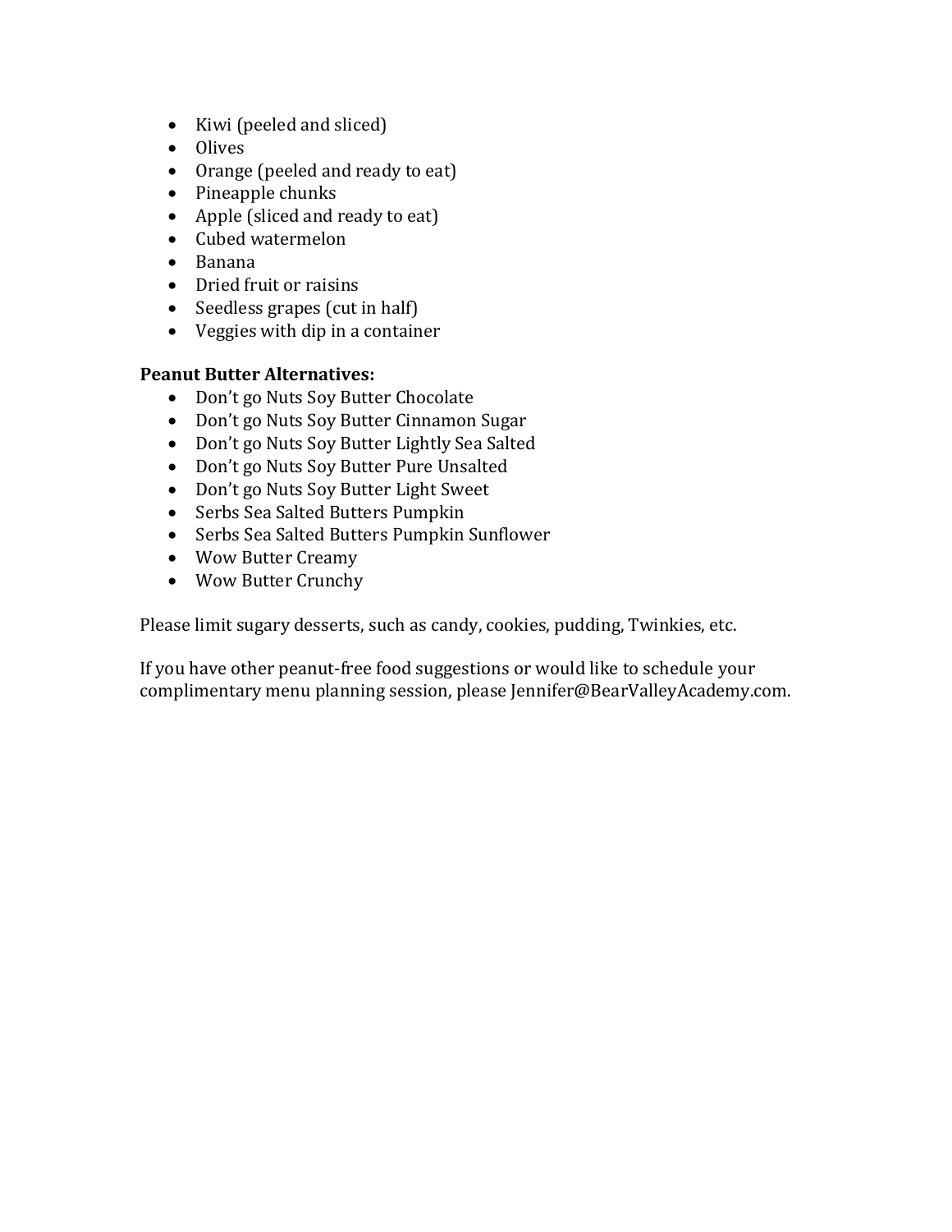- Kiwi (peeled and sliced)
- Olives
- Orange (peeled and ready to eat)
- Pineapple chunks
- Apple (sliced and ready to eat)
- Cubed watermelon
- Banana
- Dried fruit or raisins
- Seedless grapes (cut in half)
- Veggies with dip in a container

**Peanut Butter Alternatives:**

- Don't go Nuts Soy Butter Chocolate
- Don't go Nuts Soy Butter Cinnamon Sugar
- Don't go Nuts Soy Butter Lightly Sea Salted
- Don't go Nuts Soy Butter Pure Unsalted
- Don't go Nuts Soy Butter Light Sweet
- Serbs Sea Salted Butters Pumpkin
- Serbs Sea Salted Butters Pumpkin Sunflower
- Wow Butter Creamy
- Wow Butter Crunchy

Please limit sugary desserts, such as candy, cookies, pudding, Twinkies, etc.

If you have other peanut-free food suggestions or would like to schedule your complimentary menu planning session, please Jennifer@BearValleyAcademy.com.